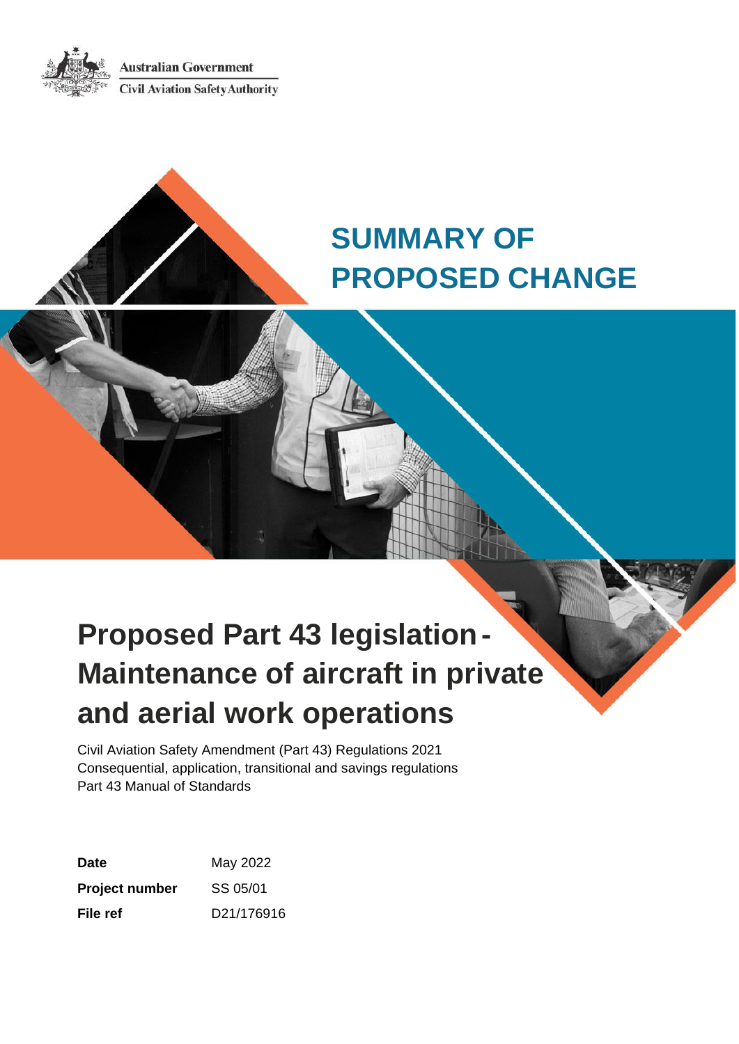Australian Government

Civil Aviation Safety Authority

# SUMMARY OF PROPOSED CHANGE

# Proposed Part 43 legislation - Maintenance of aircraft in private and aerial work operations

Civil Aviation Safety Amendment (Part 43) Regulations 2021
Consequential, application, transitional and savings regulations
Part 43 Manual of Standards

| | |
|---|---|
| **Date** | May 2022 |
| **Project number** | SS 05/01 |
| **File ref** | D21/176916 |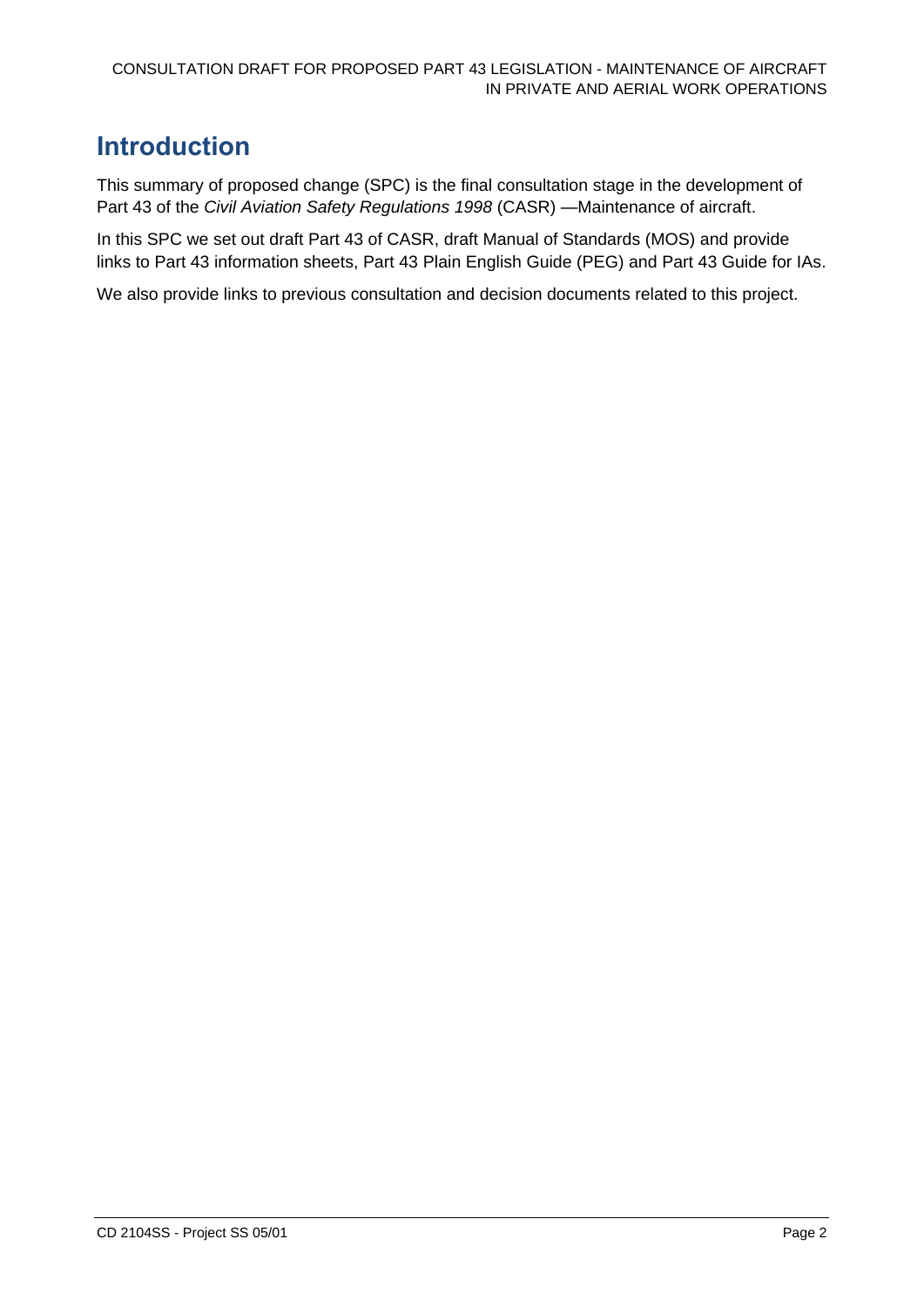# Introduction

This summary of proposed change (SPC) is the final consultation stage in the development of Part 43 of the *Civil Aviation Safety Regulations 1998* (CASR) —Maintenance of aircraft.

In this SPC we set out draft Part 43 of CASR, draft Manual of Standards (MOS) and provide links to Part 43 information sheets, Part 43 Plain English Guide (PEG) and Part 43 Guide for IAs.

We also provide links to previous consultation and decision documents related to this project.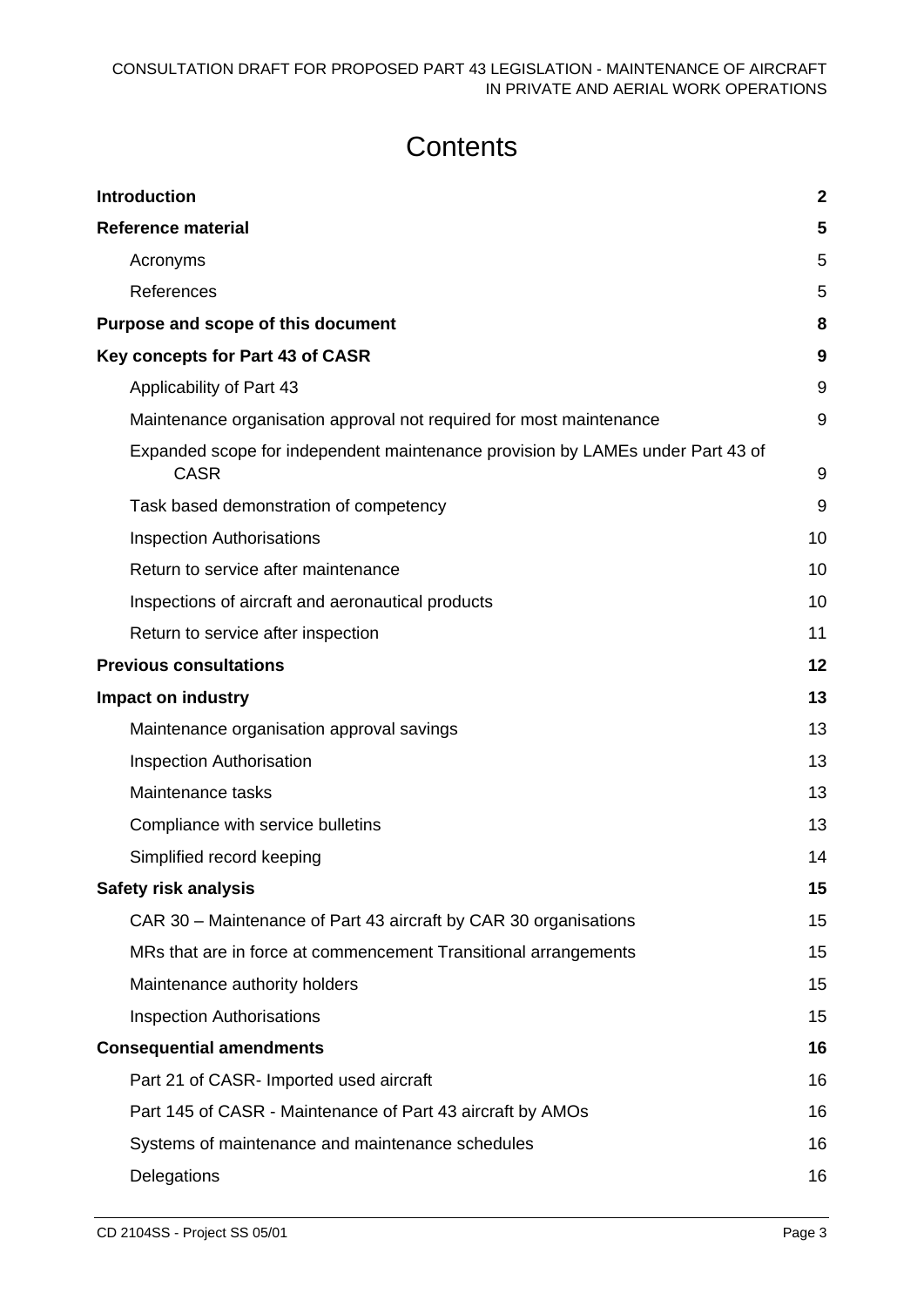# Contents

| | |
|---|---|
| **Introduction** | **2** |
| **Reference material** | **5** |
| Acronyms | 5 |
| References | 5 |
| **Purpose and scope of this document** | **8** |
| **Key concepts for Part 43 of CASR** | **9** |
| Applicability of Part 43 | 9 |
| Maintenance organisation approval not required for most maintenance | 9 |
| Expanded scope for independent maintenance provision by LAMEs under Part 43 of CASR | 9 |
| Task based demonstration of competency | 9 |
| Inspection Authorisations | 10 |
| Return to service after maintenance | 10 |
| Inspections of aircraft and aeronautical products | 10 |
| Return to service after inspection | 11 |
| **Previous consultations** | **12** |
| **Impact on industry** | **13** |
| Maintenance organisation approval savings | 13 |
| Inspection Authorisation | 13 |
| Maintenance tasks | 13 |
| Compliance with service bulletins | 13 |
| Simplified record keeping | 14 |
| **Safety risk analysis** | **15** |
| CAR 30 – Maintenance of Part 43 aircraft by CAR 30 organisations | 15 |
| MRs that are in force at commencement Transitional arrangements | 15 |
| Maintenance authority holders | 15 |
| Inspection Authorisations | 15 |
| **Consequential amendments** | **16** |
| Part 21 of CASR- Imported used aircraft | 16 |
| Part 145 of CASR - Maintenance of Part 43 aircraft by AMOs | 16 |
| Systems of maintenance and maintenance schedules | 16 |
| Delegations | 16 |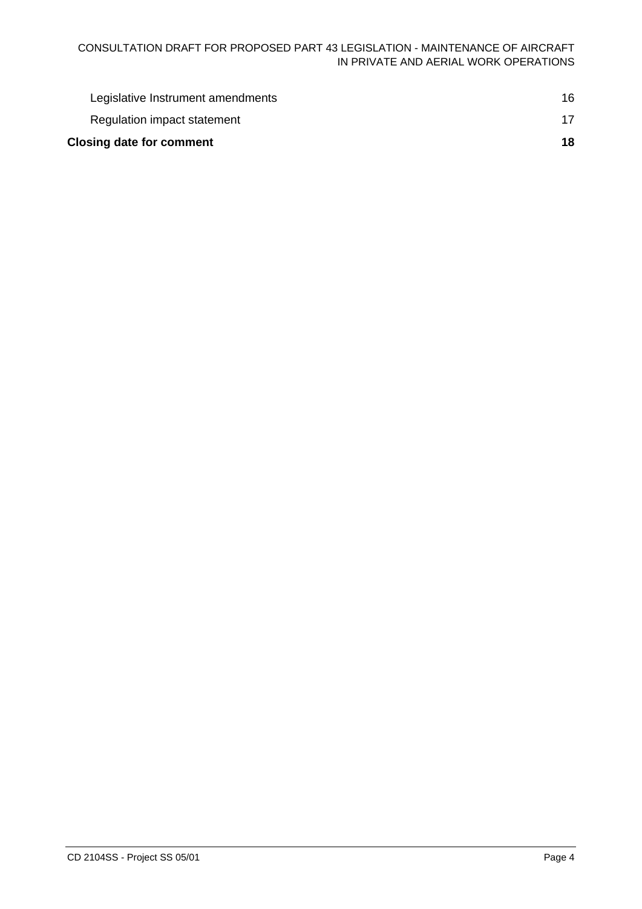Legislative Instrument amendments 16

Regulation impact statement 17

**Closing date for comment 18**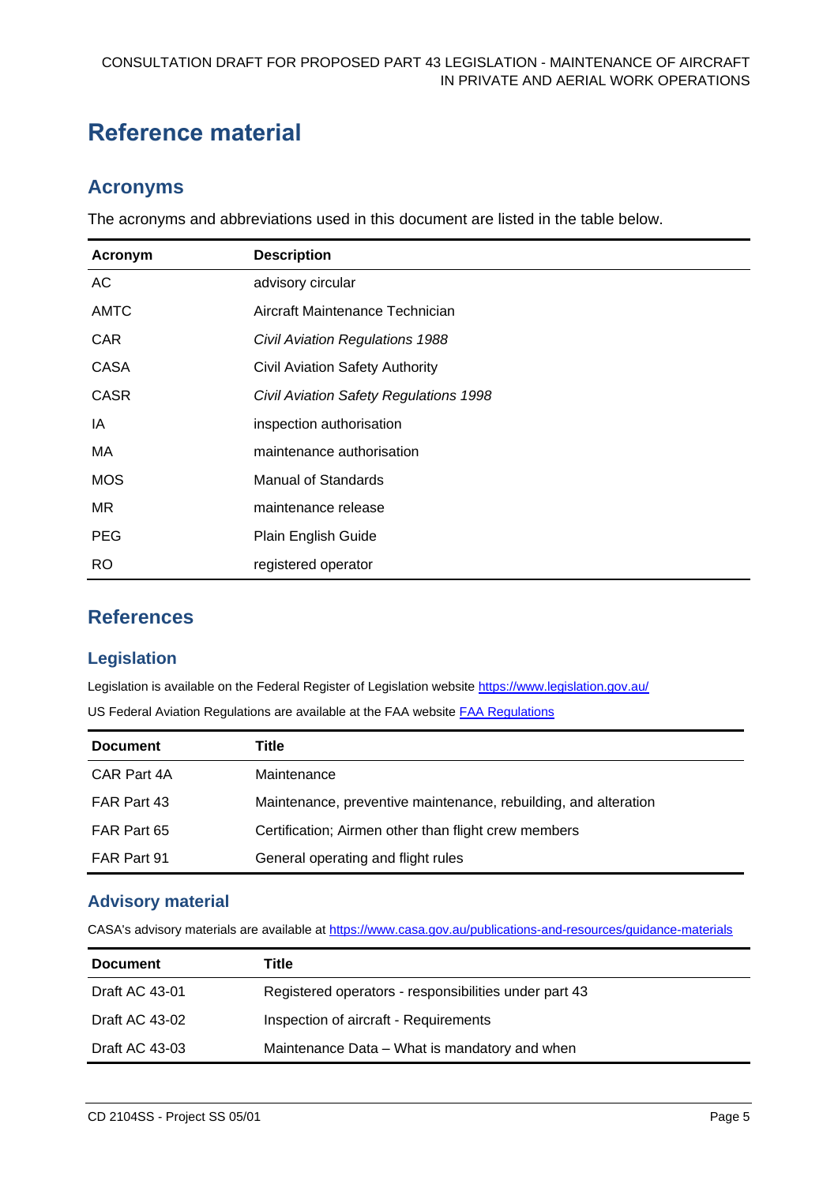# Reference material

## Acronyms

The acronyms and abbreviations used in this document are listed in the table below.

| Acronym | Description |
|---|---|
| AC | advisory circular |
| AMTC | Aircraft Maintenance Technician |
| CAR | *Civil Aviation Regulations 1988* |
| CASA | Civil Aviation Safety Authority |
| CASR | *Civil Aviation Safety Regulations 1998* |
| IA | inspection authorisation |
| MA | maintenance authorisation |
| MOS | Manual of Standards |
| MR | maintenance release |
| PEG | Plain English Guide |
| RO | registered operator |

## References

### Legislation

Legislation is available on the Federal Register of Legislation website https://www.legislation.gov.au/

US Federal Aviation Regulations are available at the FAA website FAA Regulations

| Document | Title |
|---|---|
| CAR Part 4A | Maintenance |
| FAR Part 43 | Maintenance, preventive maintenance, rebuilding, and alteration |
| FAR Part 65 | Certification; Airmen other than flight crew members |
| FAR Part 91 | General operating and flight rules |

### Advisory material

CASA's advisory materials are available at https://www.casa.gov.au/publications-and-resources/guidance-materials

| Document | Title |
|---|---|
| Draft AC 43-01 | Registered operators - responsibilities under part 43 |
| Draft AC 43-02 | Inspection of aircraft - Requirements |
| Draft AC 43-03 | Maintenance Data – What is mandatory and when |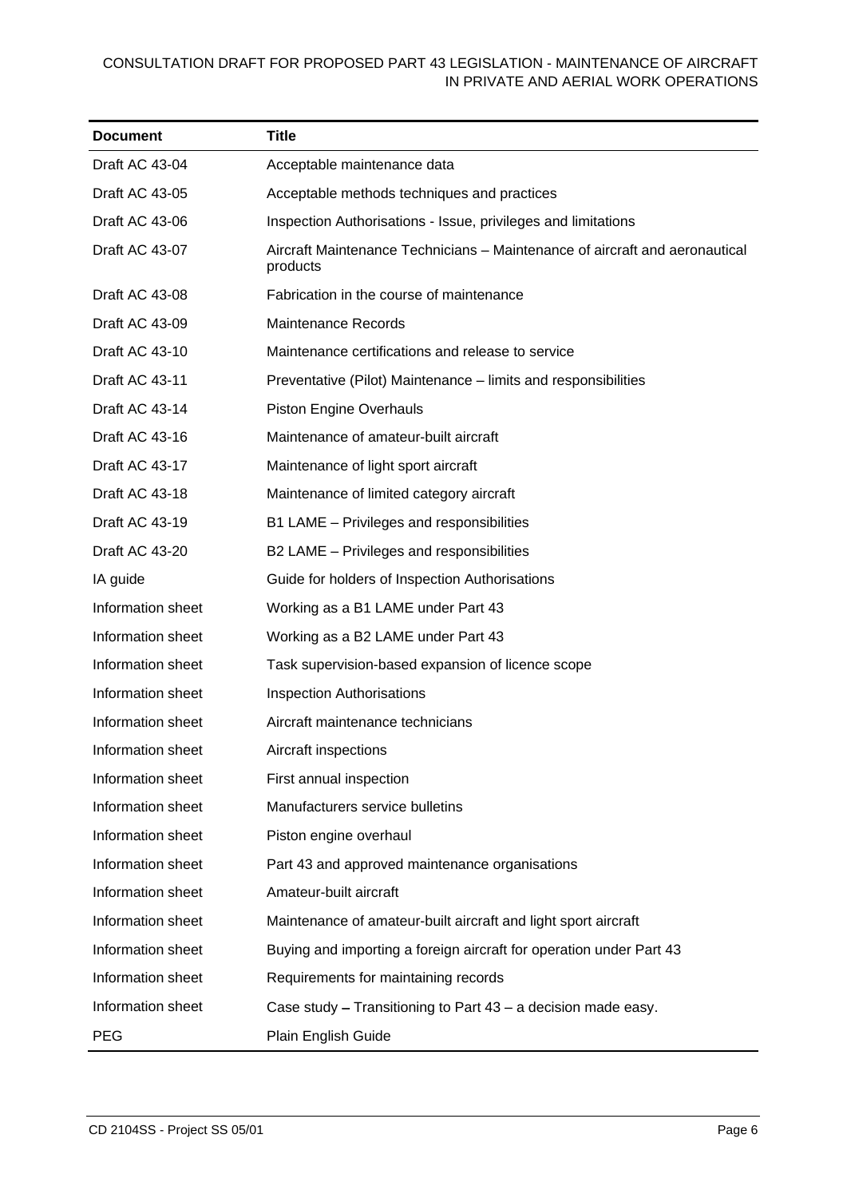| Document | Title |
|---|---|
| Draft AC 43-04 | Acceptable maintenance data |
| Draft AC 43-05 | Acceptable methods techniques and practices |
| Draft AC 43-06 | Inspection Authorisations - Issue, privileges and limitations |
| Draft AC 43-07 | Aircraft Maintenance Technicians – Maintenance of aircraft and aeronautical products |
| Draft AC 43-08 | Fabrication in the course of maintenance |
| Draft AC 43-09 | Maintenance Records |
| Draft AC 43-10 | Maintenance certifications and release to service |
| Draft AC 43-11 | Preventative (Pilot) Maintenance – limits and responsibilities |
| Draft AC 43-14 | Piston Engine Overhauls |
| Draft AC 43-16 | Maintenance of amateur-built aircraft |
| Draft AC 43-17 | Maintenance of light sport aircraft |
| Draft AC 43-18 | Maintenance of limited category aircraft |
| Draft AC 43-19 | B1 LAME – Privileges and responsibilities |
| Draft AC 43-20 | B2 LAME – Privileges and responsibilities |
| IA guide | Guide for holders of Inspection Authorisations |
| Information sheet | Working as a B1 LAME under Part 43 |
| Information sheet | Working as a B2 LAME under Part 43 |
| Information sheet | Task supervision-based expansion of licence scope |
| Information sheet | Inspection Authorisations |
| Information sheet | Aircraft maintenance technicians |
| Information sheet | Aircraft inspections |
| Information sheet | First annual inspection |
| Information sheet | Manufacturers service bulletins |
| Information sheet | Piston engine overhaul |
| Information sheet | Part 43 and approved maintenance organisations |
| Information sheet | Amateur-built aircraft |
| Information sheet | Maintenance of amateur-built aircraft and light sport aircraft |
| Information sheet | Buying and importing a foreign aircraft for operation under Part 43 |
| Information sheet | Requirements for maintaining records |
| Information sheet | Case study – Transitioning to Part 43 – a decision made easy. |
| PEG | Plain English Guide |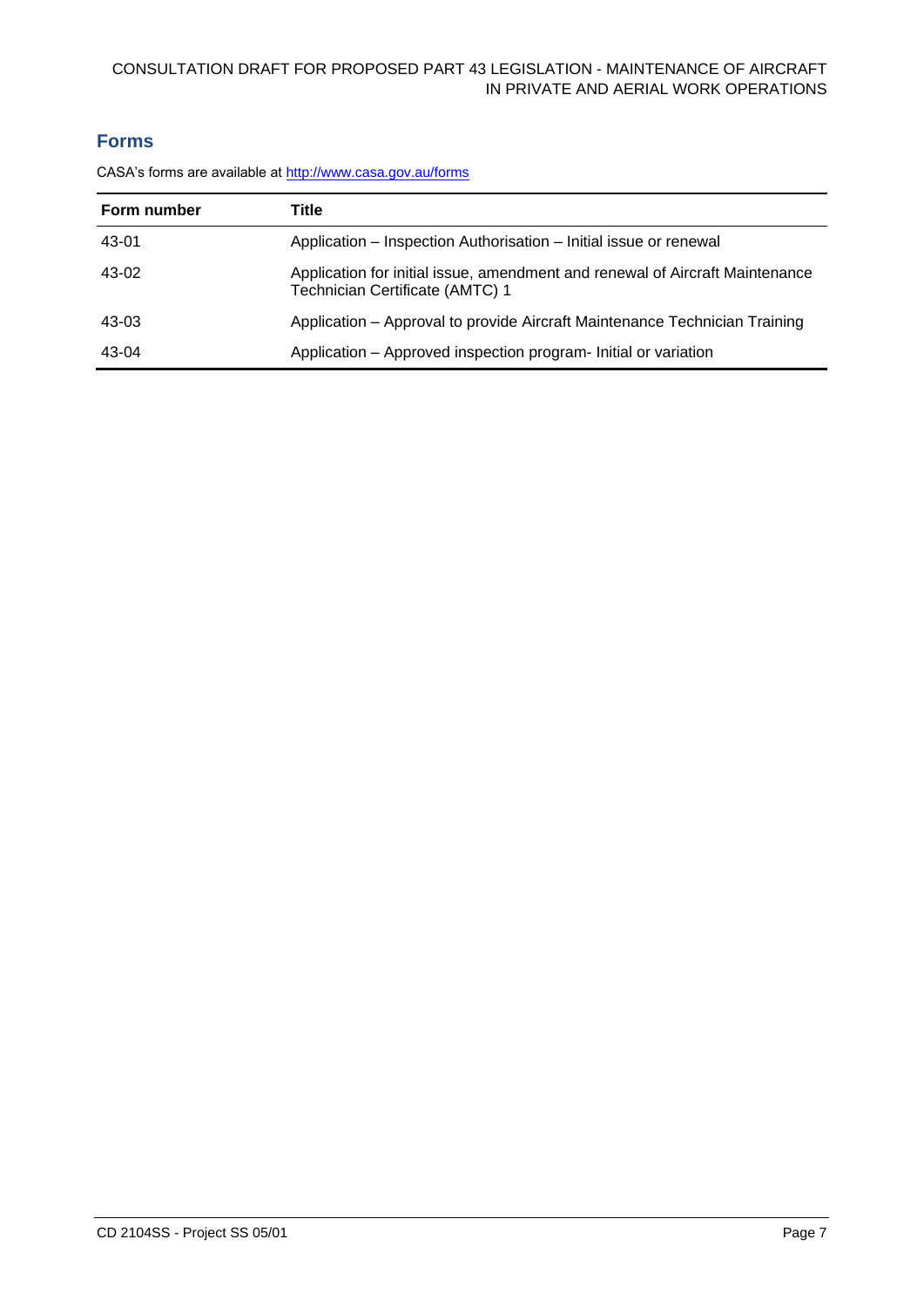## Forms

CASA's forms are available at http://www.casa.gov.au/forms

| Form number | Title |
|---|---|
| 43-01 | Application – Inspection Authorisation – Initial issue or renewal |
| 43-02 | Application for initial issue, amendment and renewal of Aircraft Maintenance Technician Certificate (AMTC) 1 |
| 43-03 | Application – Approval to provide Aircraft Maintenance Technician Training |
| 43-04 | Application – Approved inspection program- Initial or variation |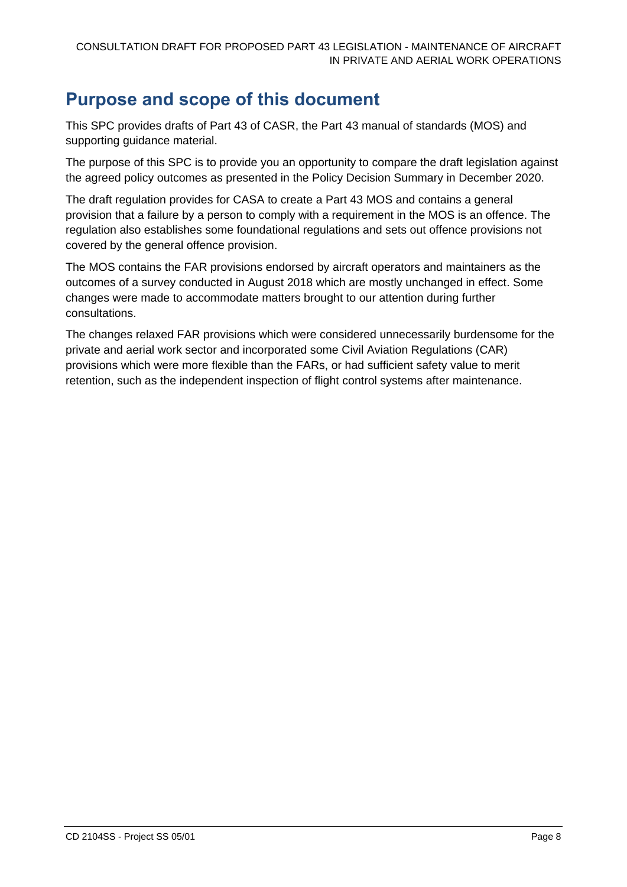## Purpose and scope of this document

This SPC provides drafts of Part 43 of CASR, the Part 43 manual of standards (MOS) and supporting guidance material.

The purpose of this SPC is to provide you an opportunity to compare the draft legislation against the agreed policy outcomes as presented in the Policy Decision Summary in December 2020.

The draft regulation provides for CASA to create a Part 43 MOS and contains a general provision that a failure by a person to comply with a requirement in the MOS is an offence. The regulation also establishes some foundational regulations and sets out offence provisions not covered by the general offence provision.

The MOS contains the FAR provisions endorsed by aircraft operators and maintainers as the outcomes of a survey conducted in August 2018 which are mostly unchanged in effect. Some changes were made to accommodate matters brought to our attention during further consultations.

The changes relaxed FAR provisions which were considered unnecessarily burdensome for the private and aerial work sector and incorporated some Civil Aviation Regulations (CAR) provisions which were more flexible than the FARs, or had sufficient safety value to merit retention, such as the independent inspection of flight control systems after maintenance.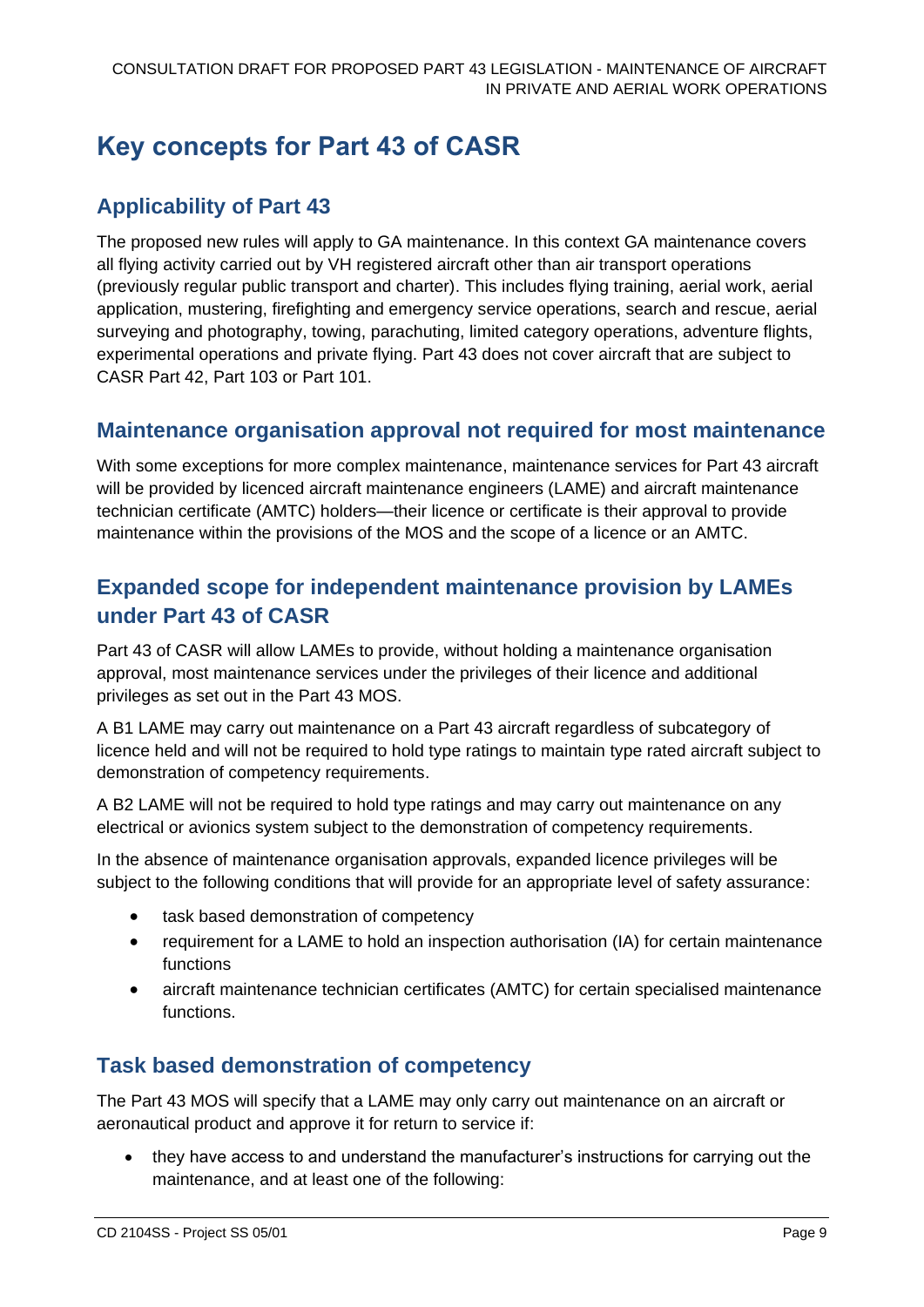# Key concepts for Part 43 of CASR

## Applicability of Part 43

The proposed new rules will apply to GA maintenance. In this context GA maintenance covers all flying activity carried out by VH registered aircraft other than air transport operations (previously regular public transport and charter). This includes flying training, aerial work, aerial application, mustering, firefighting and emergency service operations, search and rescue, aerial surveying and photography, towing, parachuting, limited category operations, adventure flights, experimental operations and private flying. Part 43 does not cover aircraft that are subject to CASR Part 42, Part 103 or Part 101.

## Maintenance organisation approval not required for most maintenance

With some exceptions for more complex maintenance, maintenance services for Part 43 aircraft will be provided by licenced aircraft maintenance engineers (LAME) and aircraft maintenance technician certificate (AMTC) holders—their licence or certificate is their approval to provide maintenance within the provisions of the MOS and the scope of a licence or an AMTC.

## Expanded scope for independent maintenance provision by LAMEs under Part 43 of CASR

Part 43 of CASR will allow LAMEs to provide, without holding a maintenance organisation approval, most maintenance services under the privileges of their licence and additional privileges as set out in the Part 43 MOS.

A B1 LAME may carry out maintenance on a Part 43 aircraft regardless of subcategory of licence held and will not be required to hold type ratings to maintain type rated aircraft subject to demonstration of competency requirements.

A B2 LAME will not be required to hold type ratings and may carry out maintenance on any electrical or avionics system subject to the demonstration of competency requirements.

In the absence of maintenance organisation approvals, expanded licence privileges will be subject to the following conditions that will provide for an appropriate level of safety assurance:

- task based demonstration of competency
- requirement for a LAME to hold an inspection authorisation (IA) for certain maintenance functions
- aircraft maintenance technician certificates (AMTC) for certain specialised maintenance functions.

## Task based demonstration of competency

The Part 43 MOS will specify that a LAME may only carry out maintenance on an aircraft or aeronautical product and approve it for return to service if:

- they have access to and understand the manufacturer's instructions for carrying out the maintenance, and at least one of the following: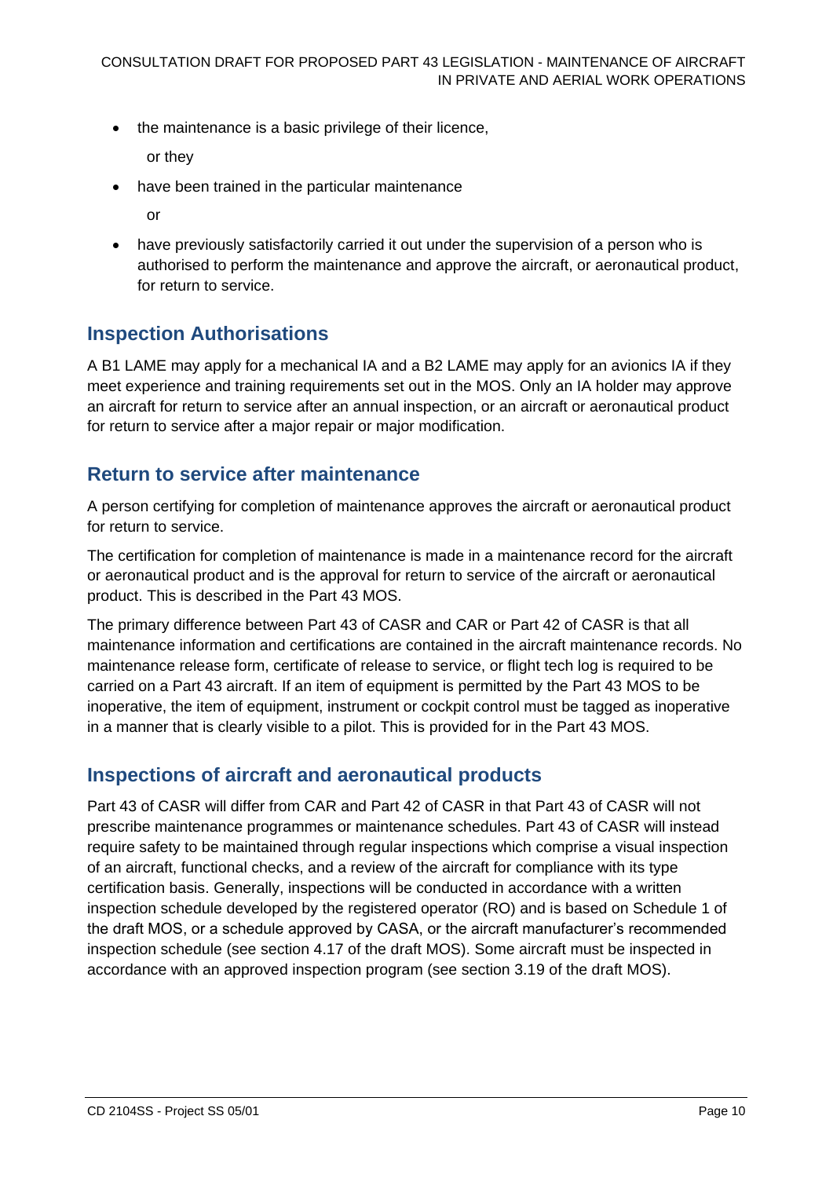- the maintenance is a basic privilege of their licence,

  or they

- have been trained in the particular maintenance

  or

- have previously satisfactorily carried it out under the supervision of a person who is authorised to perform the maintenance and approve the aircraft, or aeronautical product, for return to service.

## Inspection Authorisations

A B1 LAME may apply for a mechanical IA and a B2 LAME may apply for an avionics IA if they meet experience and training requirements set out in the MOS. Only an IA holder may approve an aircraft for return to service after an annual inspection, or an aircraft or aeronautical product for return to service after a major repair or major modification.

## Return to service after maintenance

A person certifying for completion of maintenance approves the aircraft or aeronautical product for return to service.

The certification for completion of maintenance is made in a maintenance record for the aircraft or aeronautical product and is the approval for return to service of the aircraft or aeronautical product. This is described in the Part 43 MOS.

The primary difference between Part 43 of CASR and CAR or Part 42 of CASR is that all maintenance information and certifications are contained in the aircraft maintenance records. No maintenance release form, certificate of release to service, or flight tech log is required to be carried on a Part 43 aircraft. If an item of equipment is permitted by the Part 43 MOS to be inoperative, the item of equipment, instrument or cockpit control must be tagged as inoperative in a manner that is clearly visible to a pilot. This is provided for in the Part 43 MOS.

## Inspections of aircraft and aeronautical products

Part 43 of CASR will differ from CAR and Part 42 of CASR in that Part 43 of CASR will not prescribe maintenance programmes or maintenance schedules. Part 43 of CASR will instead require safety to be maintained through regular inspections which comprise a visual inspection of an aircraft, functional checks, and a review of the aircraft for compliance with its type certification basis. Generally, inspections will be conducted in accordance with a written inspection schedule developed by the registered operator (RO) and is based on Schedule 1 of the draft MOS, or a schedule approved by CASA, or the aircraft manufacturer's recommended inspection schedule (see section 4.17 of the draft MOS). Some aircraft must be inspected in accordance with an approved inspection program (see section 3.19 of the draft MOS).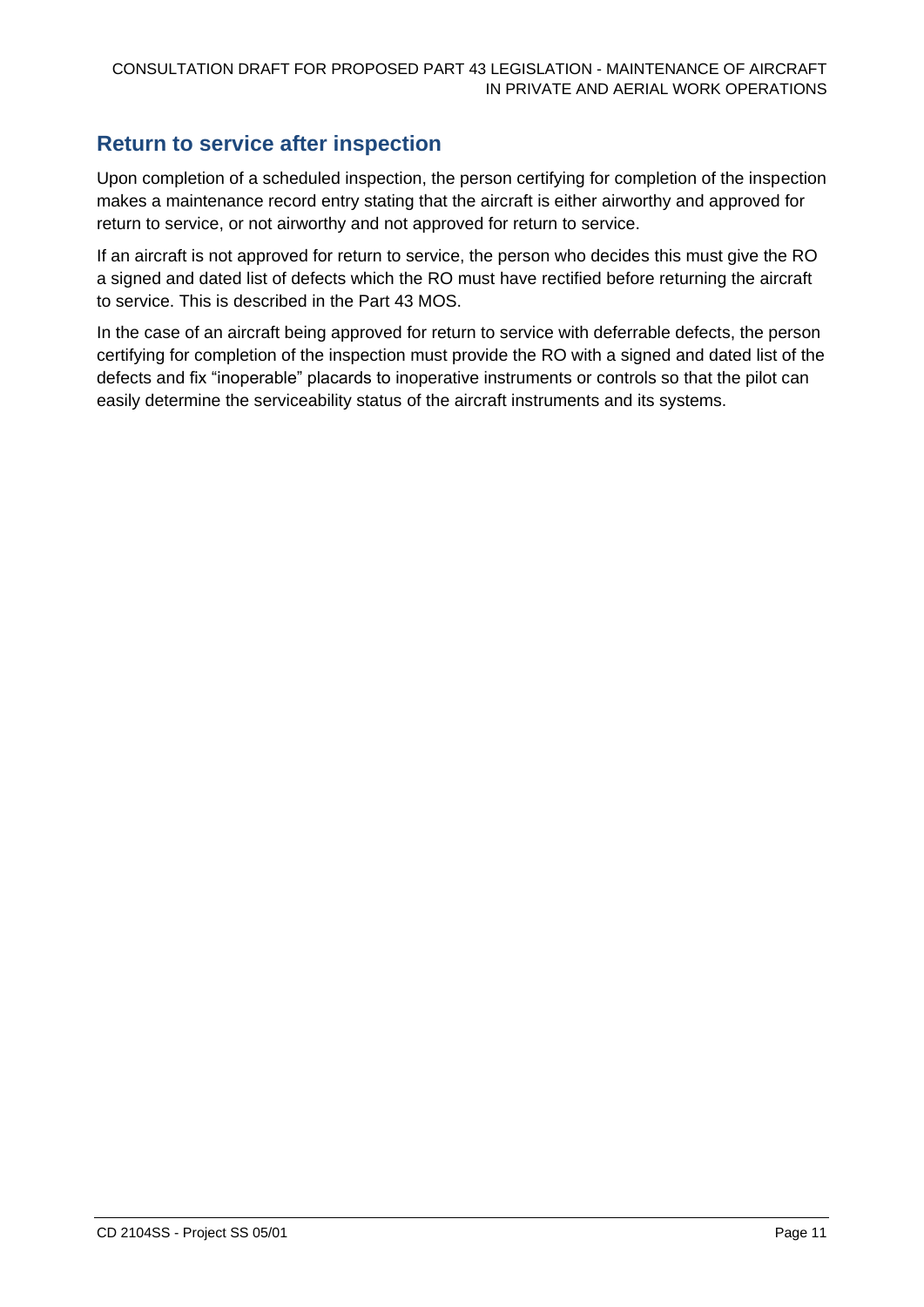## Return to service after inspection

Upon completion of a scheduled inspection, the person certifying for completion of the inspection makes a maintenance record entry stating that the aircraft is either airworthy and approved for return to service, or not airworthy and not approved for return to service.

If an aircraft is not approved for return to service, the person who decides this must give the RO a signed and dated list of defects which the RO must have rectified before returning the aircraft to service. This is described in the Part 43 MOS.

In the case of an aircraft being approved for return to service with deferrable defects, the person certifying for completion of the inspection must provide the RO with a signed and dated list of the defects and fix "inoperable" placards to inoperative instruments or controls so that the pilot can easily determine the serviceability status of the aircraft instruments and its systems.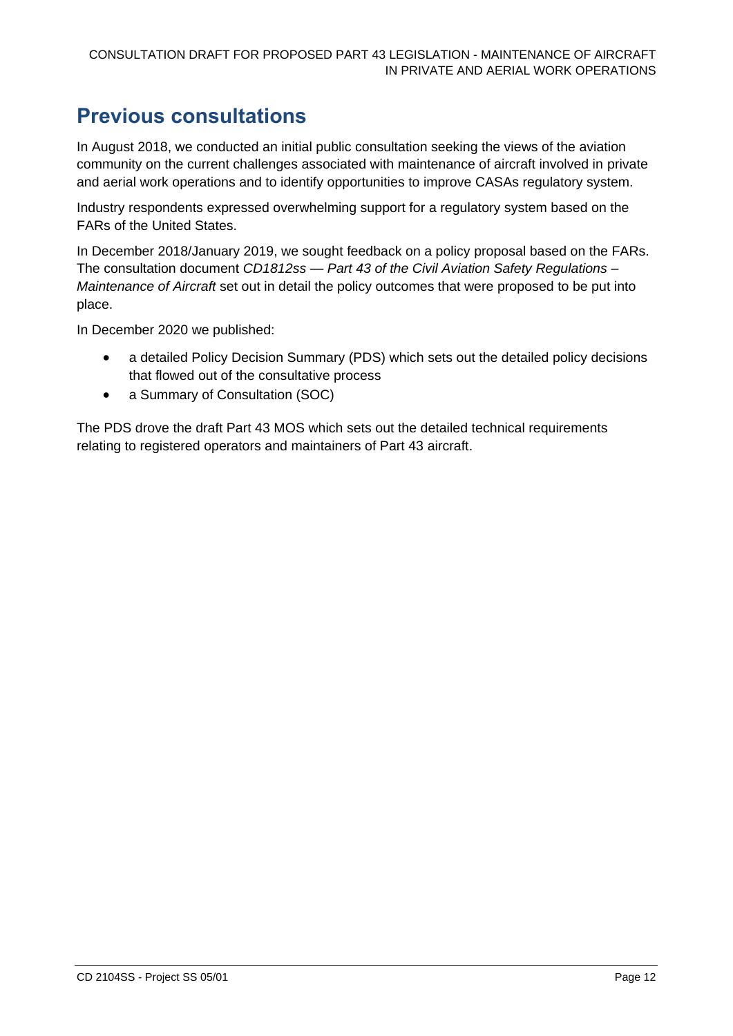## Previous consultations

In August 2018, we conducted an initial public consultation seeking the views of the aviation community on the current challenges associated with maintenance of aircraft involved in private and aerial work operations and to identify opportunities to improve CASAs regulatory system.

Industry respondents expressed overwhelming support for a regulatory system based on the FARs of the United States.

In December 2018/January 2019, we sought feedback on a policy proposal based on the FARs. The consultation document *CD1812ss — Part 43 of the Civil Aviation Safety Regulations – Maintenance of Aircraft* set out in detail the policy outcomes that were proposed to be put into place.

In December 2020 we published:

- a detailed Policy Decision Summary (PDS) which sets out the detailed policy decisions that flowed out of the consultative process
- a Summary of Consultation (SOC)

The PDS drove the draft Part 43 MOS which sets out the detailed technical requirements relating to registered operators and maintainers of Part 43 aircraft.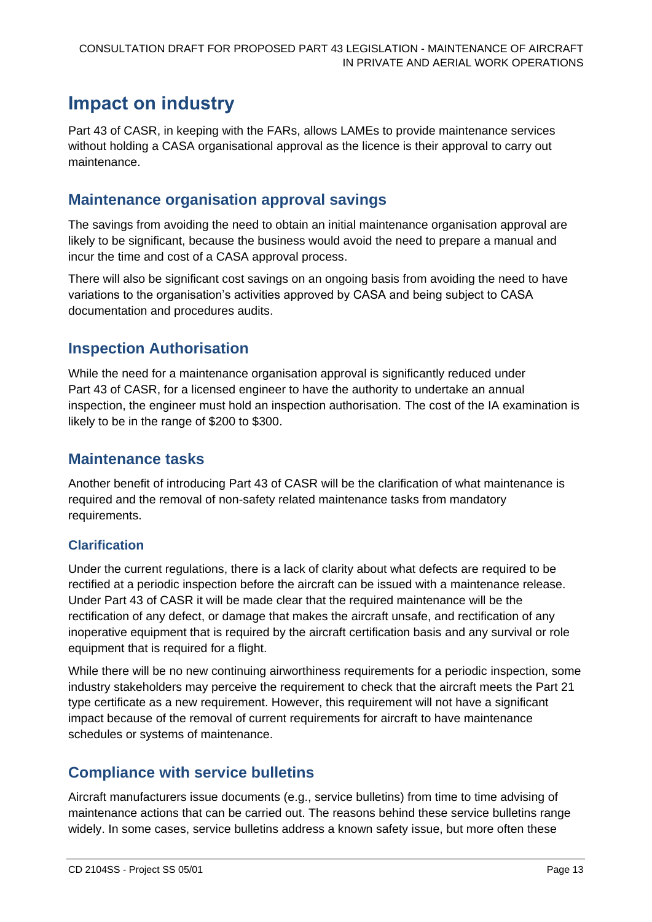# Impact on industry

Part 43 of CASR, in keeping with the FARs, allows LAMEs to provide maintenance services without holding a CASA organisational approval as the licence is their approval to carry out maintenance.

## Maintenance organisation approval savings

The savings from avoiding the need to obtain an initial maintenance organisation approval are likely to be significant, because the business would avoid the need to prepare a manual and incur the time and cost of a CASA approval process.

There will also be significant cost savings on an ongoing basis from avoiding the need to have variations to the organisation's activities approved by CASA and being subject to CASA documentation and procedures audits.

## Inspection Authorisation

While the need for a maintenance organisation approval is significantly reduced under Part 43 of CASR, for a licensed engineer to have the authority to undertake an annual inspection, the engineer must hold an inspection authorisation. The cost of the IA examination is likely to be in the range of $200 to $300.

## Maintenance tasks

Another benefit of introducing Part 43 of CASR will be the clarification of what maintenance is required and the removal of non-safety related maintenance tasks from mandatory requirements.

### Clarification

Under the current regulations, there is a lack of clarity about what defects are required to be rectified at a periodic inspection before the aircraft can be issued with a maintenance release. Under Part 43 of CASR it will be made clear that the required maintenance will be the rectification of any defect, or damage that makes the aircraft unsafe, and rectification of any inoperative equipment that is required by the aircraft certification basis and any survival or role equipment that is required for a flight.

While there will be no new continuing airworthiness requirements for a periodic inspection, some industry stakeholders may perceive the requirement to check that the aircraft meets the Part 21 type certificate as a new requirement. However, this requirement will not have a significant impact because of the removal of current requirements for aircraft to have maintenance schedules or systems of maintenance.

## Compliance with service bulletins

Aircraft manufacturers issue documents (e.g., service bulletins) from time to time advising of maintenance actions that can be carried out. The reasons behind these service bulletins range widely. In some cases, service bulletins address a known safety issue, but more often these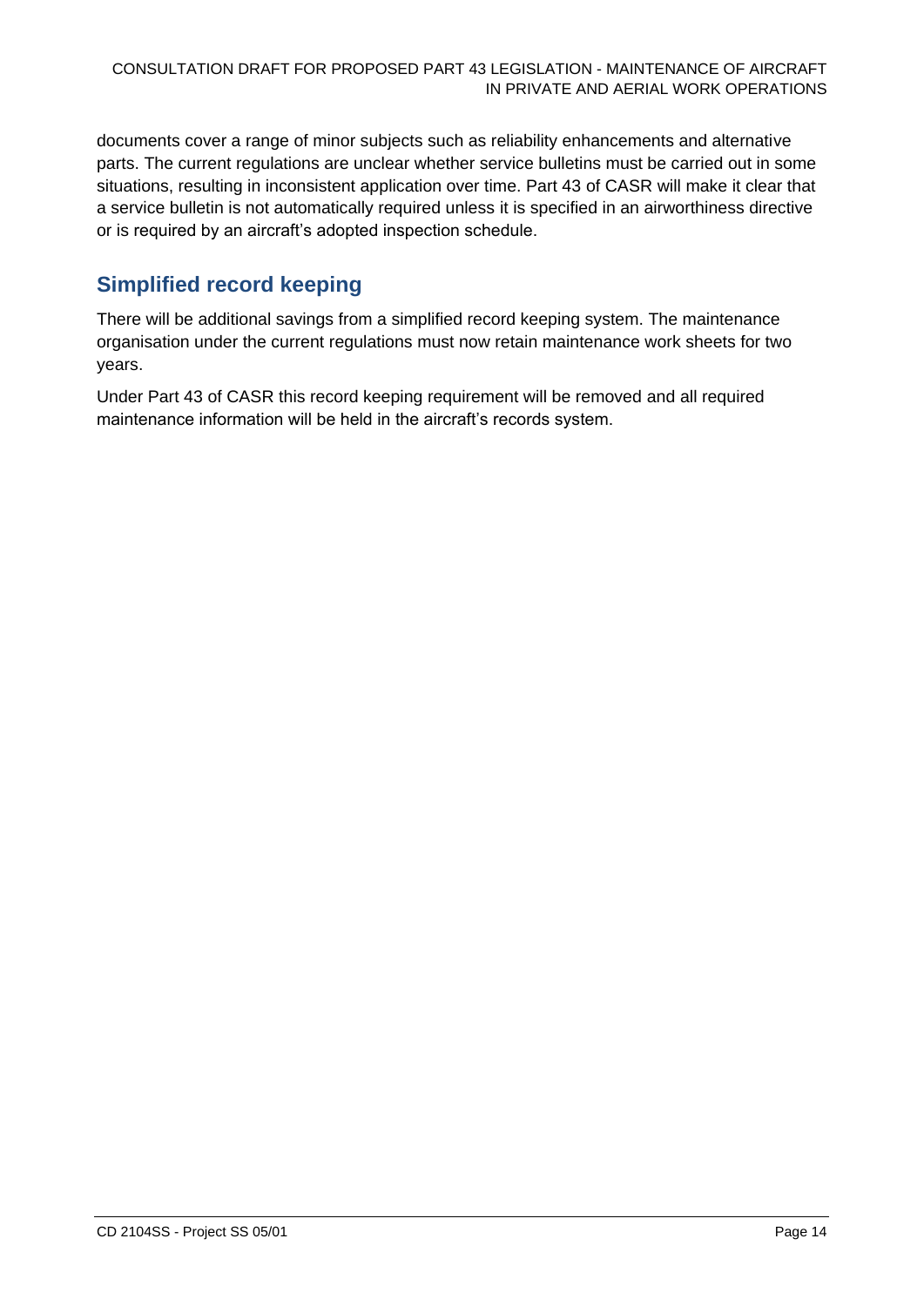documents cover a range of minor subjects such as reliability enhancements and alternative parts. The current regulations are unclear whether service bulletins must be carried out in some situations, resulting in inconsistent application over time. Part 43 of CASR will make it clear that a service bulletin is not automatically required unless it is specified in an airworthiness directive or is required by an aircraft's adopted inspection schedule.

## Simplified record keeping

There will be additional savings from a simplified record keeping system. The maintenance organisation under the current regulations must now retain maintenance work sheets for two years.

Under Part 43 of CASR this record keeping requirement will be removed and all required maintenance information will be held in the aircraft's records system.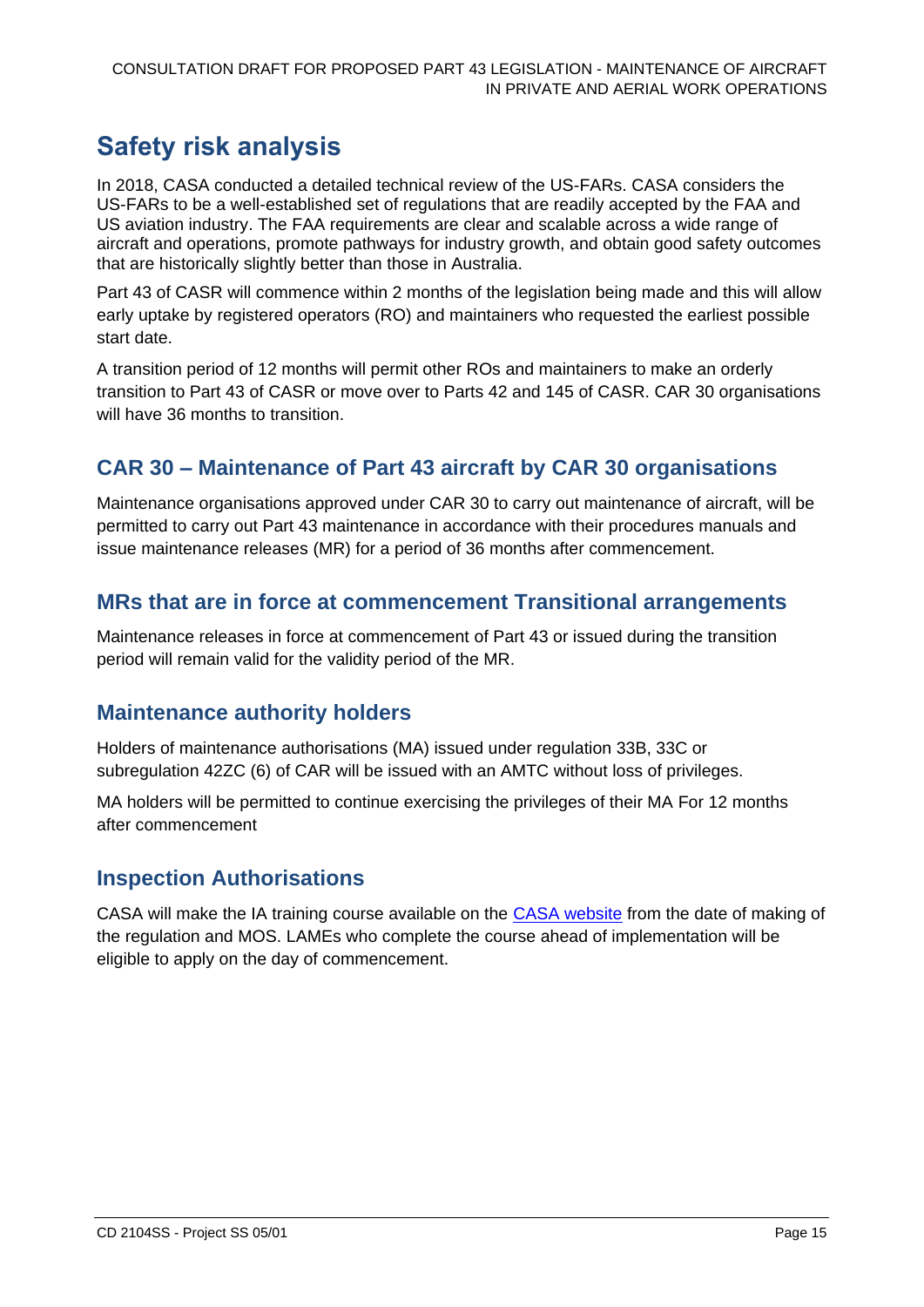# Safety risk analysis

In 2018, CASA conducted a detailed technical review of the US-FARs. CASA considers the US-FARs to be a well-established set of regulations that are readily accepted by the FAA and US aviation industry. The FAA requirements are clear and scalable across a wide range of aircraft and operations, promote pathways for industry growth, and obtain good safety outcomes that are historically slightly better than those in Australia.

Part 43 of CASR will commence within 2 months of the legislation being made and this will allow early uptake by registered operators (RO) and maintainers who requested the earliest possible start date.

A transition period of 12 months will permit other ROs and maintainers to make an orderly transition to Part 43 of CASR or move over to Parts 42 and 145 of CASR. CAR 30 organisations will have 36 months to transition.

## CAR 30 – Maintenance of Part 43 aircraft by CAR 30 organisations

Maintenance organisations approved under CAR 30 to carry out maintenance of aircraft, will be permitted to carry out Part 43 maintenance in accordance with their procedures manuals and issue maintenance releases (MR) for a period of 36 months after commencement.

## MRs that are in force at commencement Transitional arrangements

Maintenance releases in force at commencement of Part 43 or issued during the transition period will remain valid for the validity period of the MR.

## Maintenance authority holders

Holders of maintenance authorisations (MA) issued under regulation 33B, 33C or subregulation 42ZC (6) of CAR will be issued with an AMTC without loss of privileges.

MA holders will be permitted to continue exercising the privileges of their MA For 12 months after commencement

## Inspection Authorisations

CASA will make the IA training course available on the [CASA website] from the date of making of the regulation and MOS. LAMEs who complete the course ahead of implementation will be eligible to apply on the day of commencement.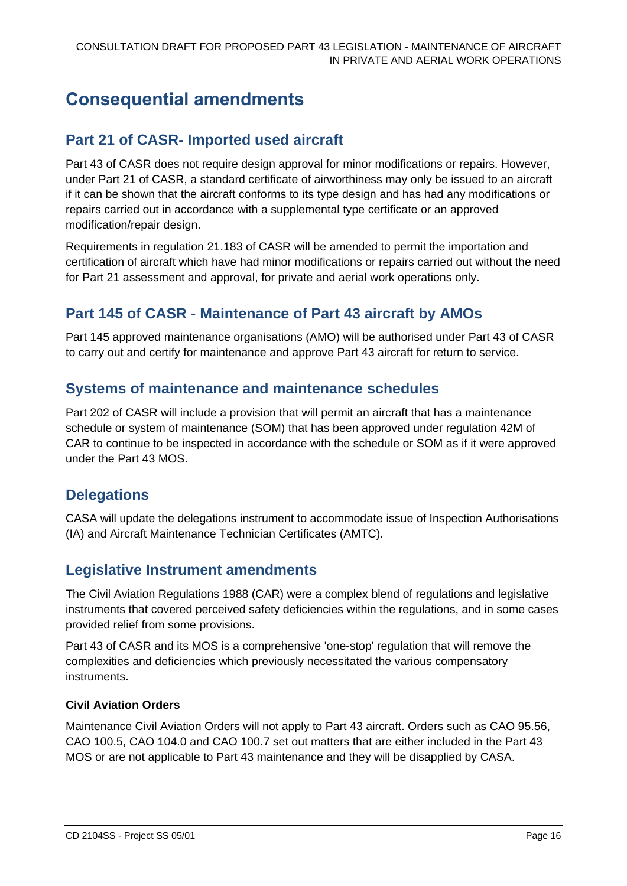# Consequential amendments

## Part 21 of CASR- Imported used aircraft

Part 43 of CASR does not require design approval for minor modifications or repairs. However, under Part 21 of CASR, a standard certificate of airworthiness may only be issued to an aircraft if it can be shown that the aircraft conforms to its type design and has had any modifications or repairs carried out in accordance with a supplemental type certificate or an approved modification/repair design.

Requirements in regulation 21.183 of CASR will be amended to permit the importation and certification of aircraft which have had minor modifications or repairs carried out without the need for Part 21 assessment and approval, for private and aerial work operations only.

## Part 145 of CASR - Maintenance of Part 43 aircraft by AMOs

Part 145 approved maintenance organisations (AMO) will be authorised under Part 43 of CASR to carry out and certify for maintenance and approve Part 43 aircraft for return to service.

## Systems of maintenance and maintenance schedules

Part 202 of CASR will include a provision that will permit an aircraft that has a maintenance schedule or system of maintenance (SOM) that has been approved under regulation 42M of CAR to continue to be inspected in accordance with the schedule or SOM as if it were approved under the Part 43 MOS.

## Delegations

CASA will update the delegations instrument to accommodate issue of Inspection Authorisations (IA) and Aircraft Maintenance Technician Certificates (AMTC).

## Legislative Instrument amendments

The Civil Aviation Regulations 1988 (CAR) were a complex blend of regulations and legislative instruments that covered perceived safety deficiencies within the regulations, and in some cases provided relief from some provisions.

Part 43 of CASR and its MOS is a comprehensive 'one-stop' regulation that will remove the complexities and deficiencies which previously necessitated the various compensatory instruments.

#### Civil Aviation Orders

Maintenance Civil Aviation Orders will not apply to Part 43 aircraft. Orders such as CAO 95.56, CAO 100.5, CAO 104.0 and CAO 100.7 set out matters that are either included in the Part 43 MOS or are not applicable to Part 43 maintenance and they will be disapplied by CASA.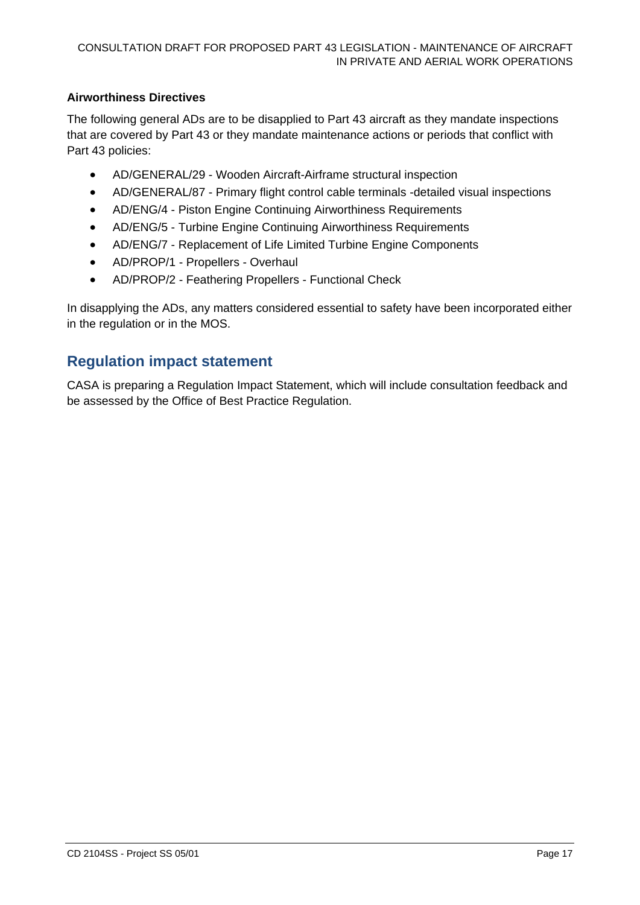**Airworthiness Directives**

The following general ADs are to be disapplied to Part 43 aircraft as they mandate inspections that are covered by Part 43 or they mandate maintenance actions or periods that conflict with Part 43 policies:

- AD/GENERAL/29 - Wooden Aircraft-Airframe structural inspection
- AD/GENERAL/87 - Primary flight control cable terminals -detailed visual inspections
- AD/ENG/4 - Piston Engine Continuing Airworthiness Requirements
- AD/ENG/5 - Turbine Engine Continuing Airworthiness Requirements
- AD/ENG/7 - Replacement of Life Limited Turbine Engine Components
- AD/PROP/1 - Propellers - Overhaul
- AD/PROP/2 - Feathering Propellers - Functional Check

In disapplying the ADs, any matters considered essential to safety have been incorporated either in the regulation or in the MOS.

## Regulation impact statement

CASA is preparing a Regulation Impact Statement, which will include consultation feedback and be assessed by the Office of Best Practice Regulation.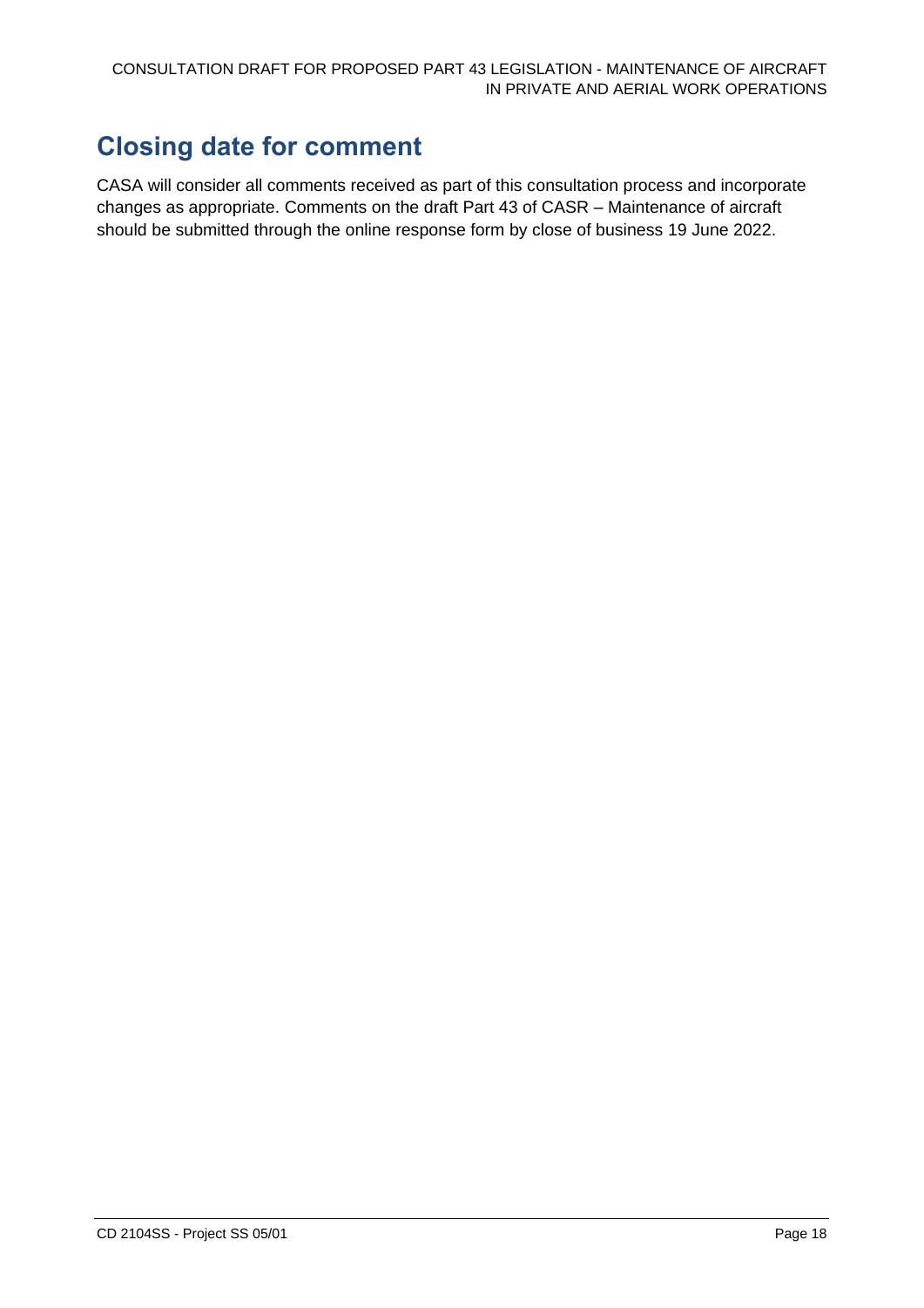## Closing date for comment

CASA will consider all comments received as part of this consultation process and incorporate changes as appropriate. Comments on the draft Part 43 of CASR – Maintenance of aircraft should be submitted through the online response form by close of business 19 June 2022.